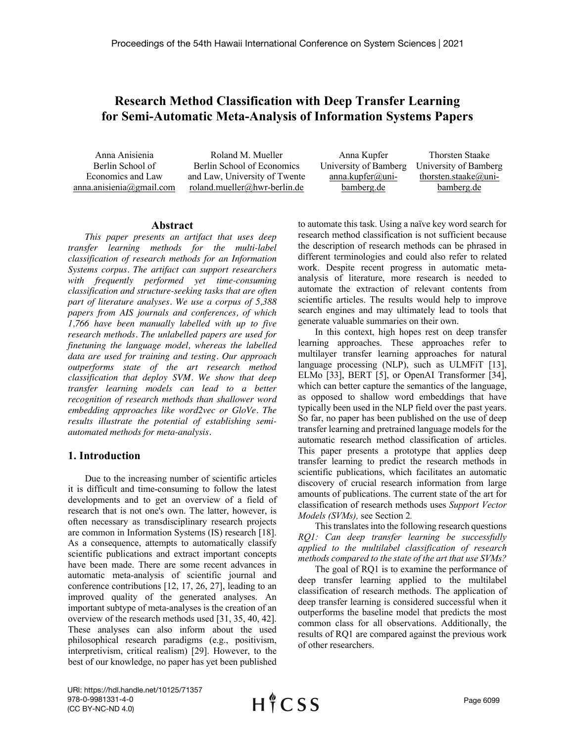# Research Method Classification with Deep Transfer Learning for Semi-Automatic Meta-Analysis of Information Systems Papers

| Anna Anisienia | Roland M. Mueller | Anna Kupfer | Thorsten Staake |
|---|---|---|---|
| Berlin School of Economics and Law | Berlin School of Economics and Law, University of Twente | University of Bamberg | University of Bamberg |
| anna.anisienia@gmail.com | roland.mueller@hwr-berlin.de | anna.kupfer@uni-bamberg.de | thorsten.staake@uni-bamberg.de |

## Abstract

*This paper presents an artifact that uses deep transfer learning methods for the multi-label classification of research methods for an Information Systems corpus. The artifact can support researchers with frequently performed yet time-consuming classification and structure-seeking tasks that are often part of literature analyses. We use a corpus of 5,388 papers from AIS journals and conferences, of which 1,766 have been manually labelled with up to five research methods. The unlabelled papers are used for finetuning the language model, whereas the labelled data are used for training and testing. Our approach outperforms state of the art research method classification that deploy SVM. We show that deep transfer learning models can lead to a better recognition of research methods than shallower word embedding approaches like word2vec or GloVe. The results illustrate the potential of establishing semi-automated methods for meta-analysis.*

## 1. Introduction

Due to the increasing number of scientific articles it is difficult and time-consuming to follow the latest developments and to get an overview of a field of research that is not one's own. The latter, however, is often necessary as transdisciplinary research projects are common in Information Systems (IS) research [18]. As a consequence, attempts to automatically classify scientific publications and extract important concepts have been made. There are some recent advances in automatic meta-analysis of scientific journal and conference contributions [12, 17, 26, 27], leading to an improved quality of the generated analyses. An important subtype of meta-analyses is the creation of an overview of the research methods used [31, 35, 40, 42]. These analyses can also inform about the used philosophical research paradigms (e.g., positivism, interpretivism, critical realism) [29]. However, to the best of our knowledge, no paper has yet been published to automate this task. Using a naïve key word search for research method classification is not sufficient because the description of research methods can be phrased in different terminologies and could also refer to related work. Despite recent progress in automatic meta-analysis of literature, more research is needed to automate the extraction of relevant contents from scientific articles. The results would help to improve search engines and may ultimately lead to tools that generate valuable summaries on their own.

In this context, high hopes rest on deep transfer learning approaches. These approaches refer to multilayer transfer learning approaches for natural language processing (NLP), such as ULMFiT [13], ELMo [33], BERT [5], or OpenAI Transformer [34], which can better capture the semantics of the language, as opposed to shallow word embeddings that have typically been used in the NLP field over the past years. So far, no paper has been published on the use of deep transfer learning and pretrained language models for the automatic research method classification of articles. This paper presents a prototype that applies deep transfer learning to predict the research methods in scientific publications, which facilitates an automatic discovery of crucial research information from large amounts of publications. The current state of the art for classification of research methods uses *Support Vector Models (SVMs),* see Section 2*.*

This translates into the following research questions *RQ1: Can deep transfer learning be successfully applied to the multilabel classification of research methods compared to the state of the art that use SVMs?*

The goal of RQ1 is to examine the performance of deep transfer learning applied to the multilabel classification of research methods. The application of deep transfer learning is considered successful when it outperforms the baseline model that predicts the most common class for all observations. Additionally, the results of RQ1 are compared against the previous work of other researchers.

URI: https://hdl.handle.net/10125/71357
978-0-9981331-4-0
(CC BY-NC-ND 4.0)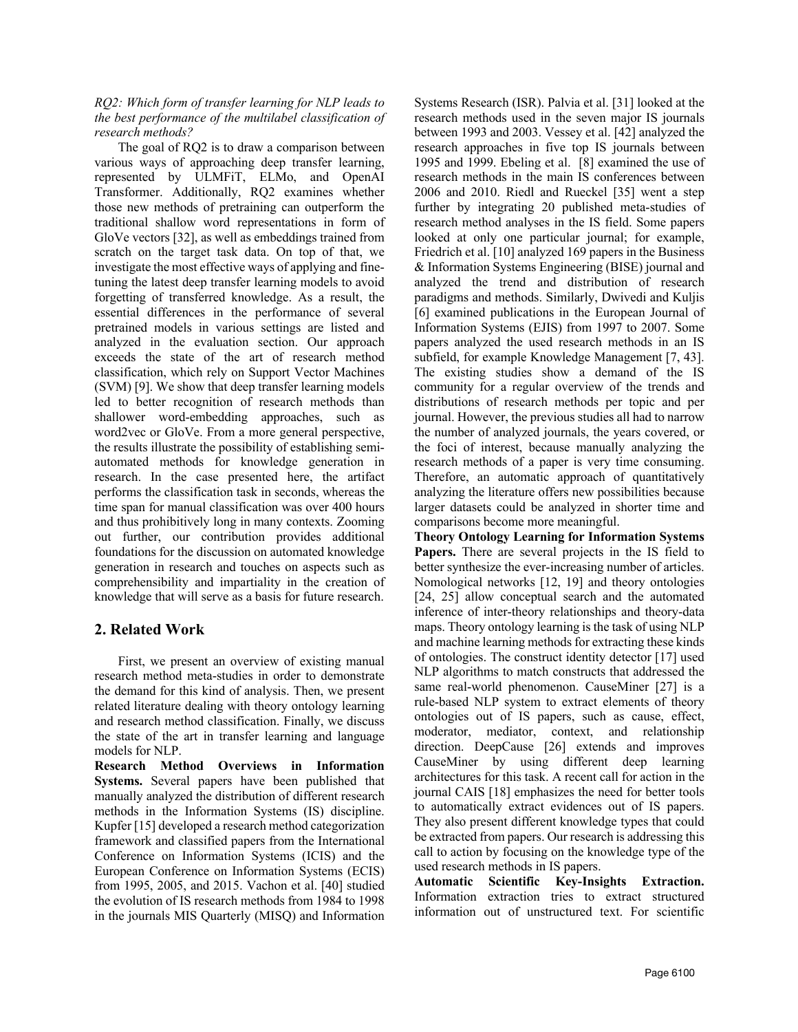*RQ2: Which form of transfer learning for NLP leads to the best performance of the multilabel classification of research methods?*

The goal of RQ2 is to draw a comparison between various ways of approaching deep transfer learning, represented by ULMFiT, ELMo, and OpenAI Transformer. Additionally, RQ2 examines whether those new methods of pretraining can outperform the traditional shallow word representations in form of GloVe vectors [32], as well as embeddings trained from scratch on the target task data. On top of that, we investigate the most effective ways of applying and fine-tuning the latest deep transfer learning models to avoid forgetting of transferred knowledge. As a result, the essential differences in the performance of several pretrained models in various settings are listed and analyzed in the evaluation section. Our approach exceeds the state of the art of research method classification, which rely on Support Vector Machines (SVM) [9]. We show that deep transfer learning models led to better recognition of research methods than shallower word-embedding approaches, such as word2vec or GloVe. From a more general perspective, the results illustrate the possibility of establishing semi-automated methods for knowledge generation in research. In the case presented here, the artifact performs the classification task in seconds, whereas the time span for manual classification was over 400 hours and thus prohibitively long in many contexts. Zooming out further, our contribution provides additional foundations for the discussion on automated knowledge generation in research and touches on aspects such as comprehensibility and impartiality in the creation of knowledge that will serve as a basis for future research.

## 2. Related Work

First, we present an overview of existing manual research method meta-studies in order to demonstrate the demand for this kind of analysis. Then, we present related literature dealing with theory ontology learning and research method classification. Finally, we discuss the state of the art in transfer learning and language models for NLP.

**Research Method Overviews in Information Systems.** Several papers have been published that manually analyzed the distribution of different research methods in the Information Systems (IS) discipline. Kupfer [15] developed a research method categorization framework and classified papers from the International Conference on Information Systems (ICIS) and the European Conference on Information Systems (ECIS) from 1995, 2005, and 2015. Vachon et al. [40] studied the evolution of IS research methods from 1984 to 1998 in the journals MIS Quarterly (MISQ) and Information Systems Research (ISR). Palvia et al. [31] looked at the research methods used in the seven major IS journals between 1993 and 2003. Vessey et al. [42] analyzed the research approaches in five top IS journals between 1995 and 1999. Ebeling et al. [8] examined the use of research methods in the main IS conferences between 2006 and 2010. Riedl and Rueckel [35] went a step further by integrating 20 published meta-studies of research method analyses in the IS field. Some papers looked at only one particular journal; for example, Friedrich et al. [10] analyzed 169 papers in the Business & Information Systems Engineering (BISE) journal and analyzed the trend and distribution of research paradigms and methods. Similarly, Dwivedi and Kuljis [6] examined publications in the European Journal of Information Systems (EJIS) from 1997 to 2007. Some papers analyzed the used research methods in an IS subfield, for example Knowledge Management [7, 43]. The existing studies show a demand of the IS community for a regular overview of the trends and distributions of research methods per topic and per journal. However, the previous studies all had to narrow the number of analyzed journals, the years covered, or the foci of interest, because manually analyzing the research methods of a paper is very time consuming. Therefore, an automatic approach of quantitatively analyzing the literature offers new possibilities because larger datasets could be analyzed in shorter time and comparisons become more meaningful.

**Theory Ontology Learning for Information Systems Papers.** There are several projects in the IS field to better synthesize the ever-increasing number of articles. Nomological networks [12, 19] and theory ontologies [24, 25] allow conceptual search and the automated inference of inter-theory relationships and theory-data maps. Theory ontology learning is the task of using NLP and machine learning methods for extracting these kinds of ontologies. The construct identity detector [17] used NLP algorithms to match constructs that addressed the same real-world phenomenon. CauseMiner [27] is a rule-based NLP system to extract elements of theory ontologies out of IS papers, such as cause, effect, moderator, mediator, context, and relationship direction. DeepCause [26] extends and improves CauseMiner by using different deep learning architectures for this task. A recent call for action in the journal CAIS [18] emphasizes the need for better tools to automatically extract evidences out of IS papers. They also present different knowledge types that could be extracted from papers. Our research is addressing this call to action by focusing on the knowledge type of the used research methods in IS papers.

**Automatic Scientific Key-Insights Extraction.** Information extraction tries to extract structured information out of unstructured text. For scientific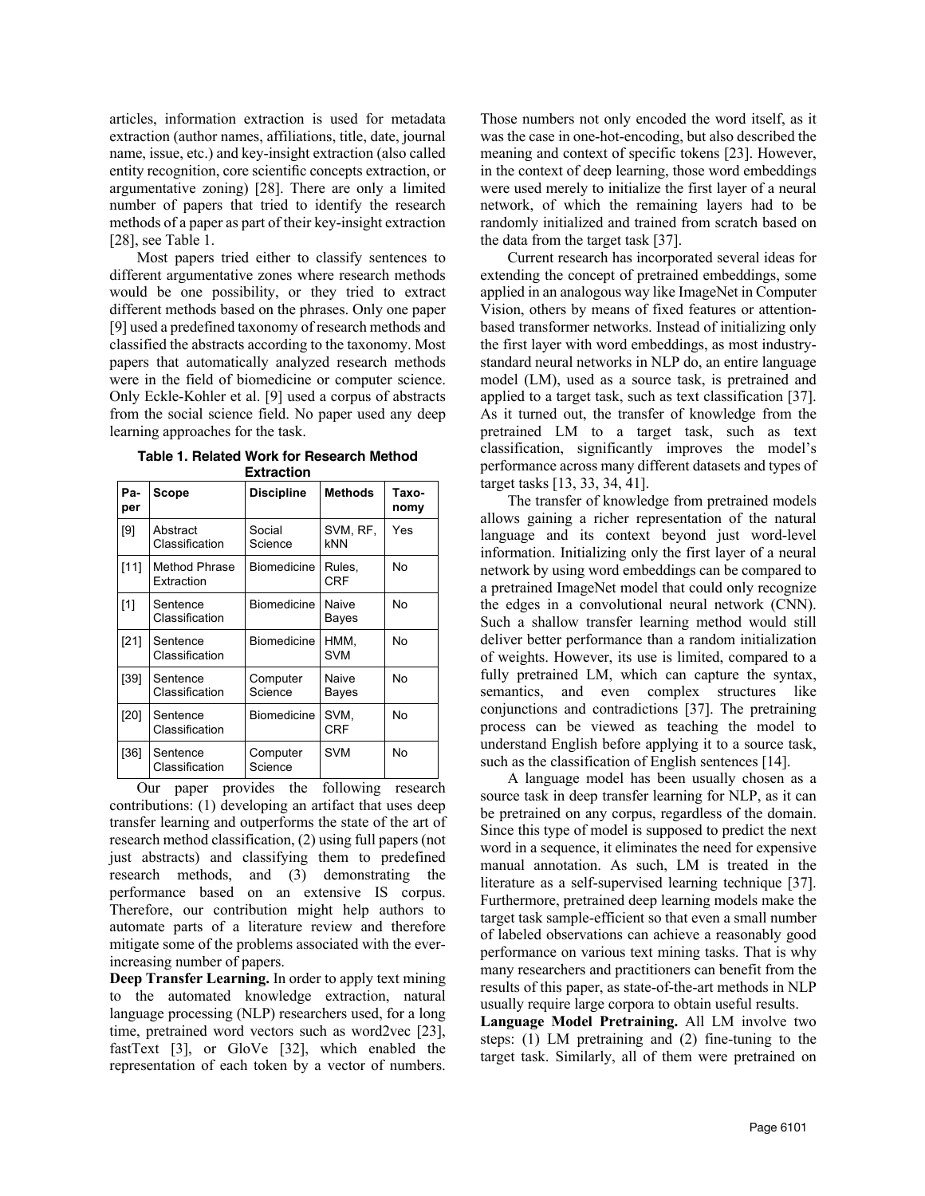articles, information extraction is used for metadata extraction (author names, affiliations, title, date, journal name, issue, etc.) and key-insight extraction (also called entity recognition, core scientific concepts extraction, or argumentative zoning) [28]. There are only a limited number of papers that tried to identify the research methods of a paper as part of their key-insight extraction [28], see Table 1.

Most papers tried either to classify sentences to different argumentative zones where research methods would be one possibility, or they tried to extract different methods based on the phrases. Only one paper [9] used a predefined taxonomy of research methods and classified the abstracts according to the taxonomy. Most papers that automatically analyzed research methods were in the field of biomedicine or computer science. Only Eckle-Kohler et al. [9] used a corpus of abstracts from the social science field. No paper used any deep learning approaches for the task.

**Table 1. Related Work for Research Method Extraction**

| Paper | Scope | Discipline | Methods | Taxonomy |
|---|---|---|---|---|
| [9] | Abstract Classification | Social Science | SVM, RF, kNN | Yes |
| [11] | Method Phrase Extraction | Biomedicine | Rules, CRF | No |
| [1] | Sentence Classification | Biomedicine | Naive Bayes | No |
| [21] | Sentence Classification | Biomedicine | HMM, SVM | No |
| [39] | Sentence Classification | Computer Science | Naive Bayes | No |
| [20] | Sentence Classification | Biomedicine | SVM, CRF | No |
| [36] | Sentence Classification | Computer Science | SVM | No |

Our paper provides the following research contributions: (1) developing an artifact that uses deep transfer learning and outperforms the state of the art of research method classification, (2) using full papers (not just abstracts) and classifying them to predefined research methods, and (3) demonstrating the performance based on an extensive IS corpus. Therefore, our contribution might help authors to automate parts of a literature review and therefore mitigate some of the problems associated with the ever-increasing number of papers.

**Deep Transfer Learning.** In order to apply text mining to the automated knowledge extraction, natural language processing (NLP) researchers used, for a long time, pretrained word vectors such as word2vec [23], fastText [3], or GloVe [32], which enabled the representation of each token by a vector of numbers. Those numbers not only encoded the word itself, as it was the case in one-hot-encoding, but also described the meaning and context of specific tokens [23]. However, in the context of deep learning, those word embeddings were used merely to initialize the first layer of a neural network, of which the remaining layers had to be randomly initialized and trained from scratch based on the data from the target task [37].

Current research has incorporated several ideas for extending the concept of pretrained embeddings, some applied in an analogous way like ImageNet in Computer Vision, others by means of fixed features or attention-based transformer networks. Instead of initializing only the first layer with word embeddings, as most industry-standard neural networks in NLP do, an entire language model (LM), used as a source task, is pretrained and applied to a target task, such as text classification [37]. As it turned out, the transfer of knowledge from the pretrained LM to a target task, such as text classification, significantly improves the model's performance across many different datasets and types of target tasks [13, 33, 34, 41].

The transfer of knowledge from pretrained models allows gaining a richer representation of the natural language and its context beyond just word-level information. Initializing only the first layer of a neural network by using word embeddings can be compared to a pretrained ImageNet model that could only recognize the edges in a convolutional neural network (CNN). Such a shallow transfer learning method would still deliver better performance than a random initialization of weights. However, its use is limited, compared to a fully pretrained LM, which can capture the syntax, semantics, and even complex structures like conjunctions and contradictions [37]. The pretraining process can be viewed as teaching the model to understand English before applying it to a source task, such as the classification of English sentences [14].

A language model has been usually chosen as a source task in deep transfer learning for NLP, as it can be pretrained on any corpus, regardless of the domain. Since this type of model is supposed to predict the next word in a sequence, it eliminates the need for expensive manual annotation. As such, LM is treated in the literature as a self-supervised learning technique [37]. Furthermore, pretrained deep learning models make the target task sample-efficient so that even a small number of labeled observations can achieve a reasonably good performance on various text mining tasks. That is why many researchers and practitioners can benefit from the results of this paper, as state-of-the-art methods in NLP usually require large corpora to obtain useful results.

**Language Model Pretraining.** All LM involve two steps: (1) LM pretraining and (2) fine-tuning to the target task. Similarly, all of them were pretrained on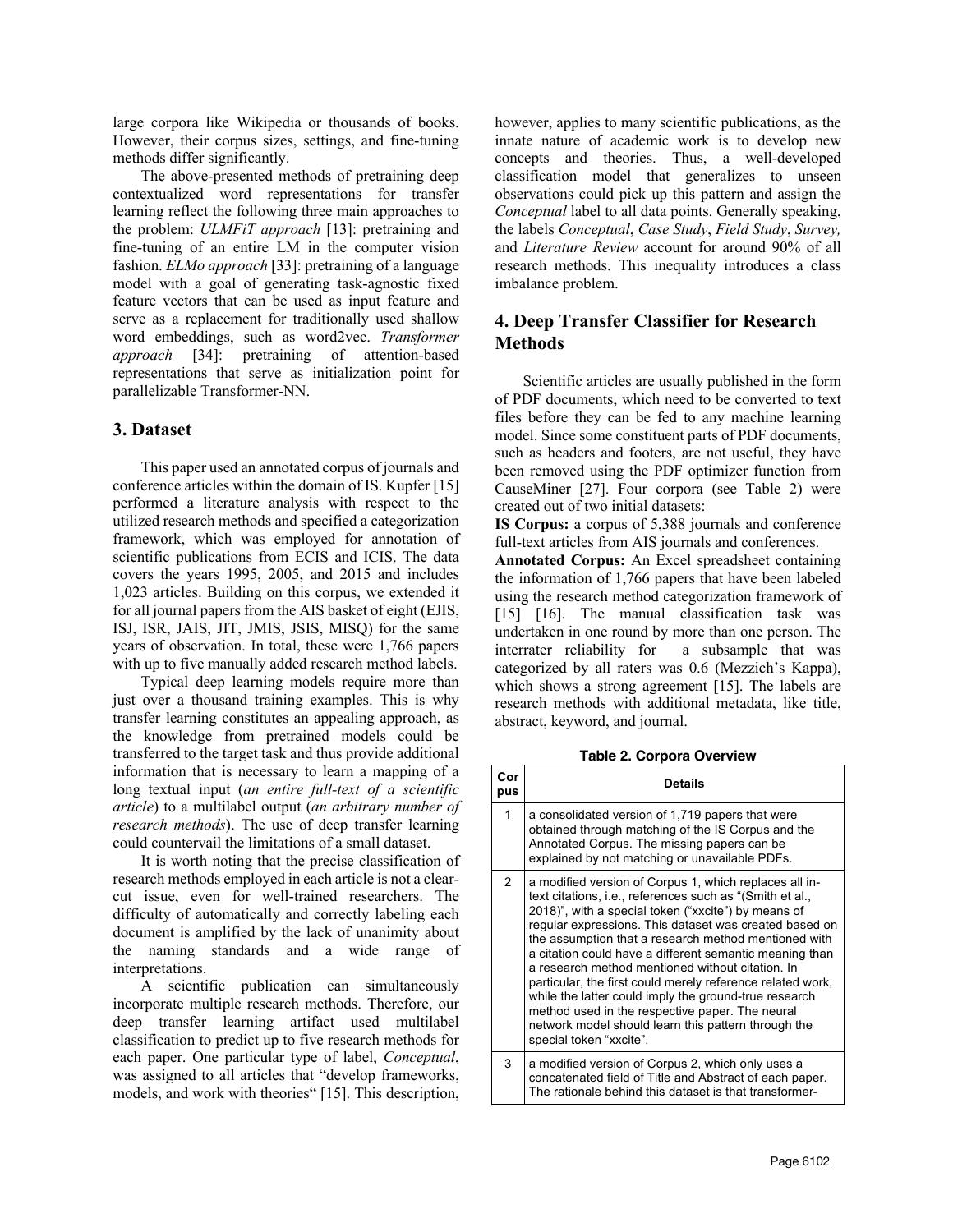large corpora like Wikipedia or thousands of books. However, their corpus sizes, settings, and fine-tuning methods differ significantly.

The above-presented methods of pretraining deep contextualized word representations for transfer learning reflect the following three main approaches to the problem: *ULMFiT approach* [13]: pretraining and fine-tuning of an entire LM in the computer vision fashion. *ELMo approach* [33]: pretraining of a language model with a goal of generating task-agnostic fixed feature vectors that can be used as input feature and serve as a replacement for traditionally used shallow word embeddings, such as word2vec. *Transformer approach* [34]: pretraining of attention-based representations that serve as initialization point for parallelizable Transformer-NN.

## 3. Dataset

This paper used an annotated corpus of journals and conference articles within the domain of IS. Kupfer [15] performed a literature analysis with respect to the utilized research methods and specified a categorization framework, which was employed for annotation of scientific publications from ECIS and ICIS. The data covers the years 1995, 2005, and 2015 and includes 1,023 articles. Building on this corpus, we extended it for all journal papers from the AIS basket of eight (EJIS, ISJ, ISR, JAIS, JIT, JMIS, JSIS, MISQ) for the same years of observation. In total, these were 1,766 papers with up to five manually added research method labels.

Typical deep learning models require more than just over a thousand training examples. This is why transfer learning constitutes an appealing approach, as the knowledge from pretrained models could be transferred to the target task and thus provide additional information that is necessary to learn a mapping of a long textual input (*an entire full-text of a scientific article*) to a multilabel output (*an arbitrary number of research methods*). The use of deep transfer learning could countervail the limitations of a small dataset.

It is worth noting that the precise classification of research methods employed in each article is not a clear-cut issue, even for well-trained researchers. The difficulty of automatically and correctly labeling each document is amplified by the lack of unanimity about the naming standards and a wide range of interpretations.

A scientific publication can simultaneously incorporate multiple research methods. Therefore, our deep transfer learning artifact used multilabel classification to predict up to five research methods for each paper. One particular type of label, *Conceptual*, was assigned to all articles that "develop frameworks, models, and work with theories" [15]. This description, however, applies to many scientific publications, as the innate nature of academic work is to develop new concepts and theories. Thus, a well-developed classification model that generalizes to unseen observations could pick up this pattern and assign the *Conceptual* label to all data points. Generally speaking, the labels *Conceptual*, *Case Study*, *Field Study*, *Survey,* and *Literature Review* account for around 90% of all research methods. This inequality introduces a class imbalance problem.

## 4. Deep Transfer Classifier for Research Methods

Scientific articles are usually published in the form of PDF documents, which need to be converted to text files before they can be fed to any machine learning model. Since some constituent parts of PDF documents, such as headers and footers, are not useful, they have been removed using the PDF optimizer function from CauseMiner [27]. Four corpora (see Table 2) were created out of two initial datasets:

**IS Corpus:** a corpus of 5,388 journals and conference full-text articles from AIS journals and conferences.

**Annotated Corpus:** An Excel spreadsheet containing the information of 1,766 papers that have been labeled using the research method categorization framework of [15] [16]. The manual classification task was undertaken in one round by more than one person. The interrater reliability for a subsample that was categorized by all raters was 0.6 (Mezzich's Kappa), which shows a strong agreement [15]. The labels are research methods with additional metadata, like title, abstract, keyword, and journal.

**Table 2. Corpora Overview**

| Corpus | Details |
|---|---|
| 1 | a consolidated version of 1,719 papers that were obtained through matching of the IS Corpus and the Annotated Corpus. The missing papers can be explained by not matching or unavailable PDFs. |
| 2 | a modified version of Corpus 1, which replaces all in-text citations, i.e., references such as "(Smith et al., 2018)", with a special token ("xxcite") by means of regular expressions. This dataset was created based on the assumption that a research method mentioned with a citation could have a different semantic meaning than a research method mentioned without citation. In particular, the first could merely reference related work, while the latter could imply the ground-true research method used in the respective paper. The neural network model should learn this pattern through the special token "xxcite". |
| 3 | a modified version of Corpus 2, which only uses a concatenated field of Title and Abstract of each paper. The rationale behind this dataset is that transformer- |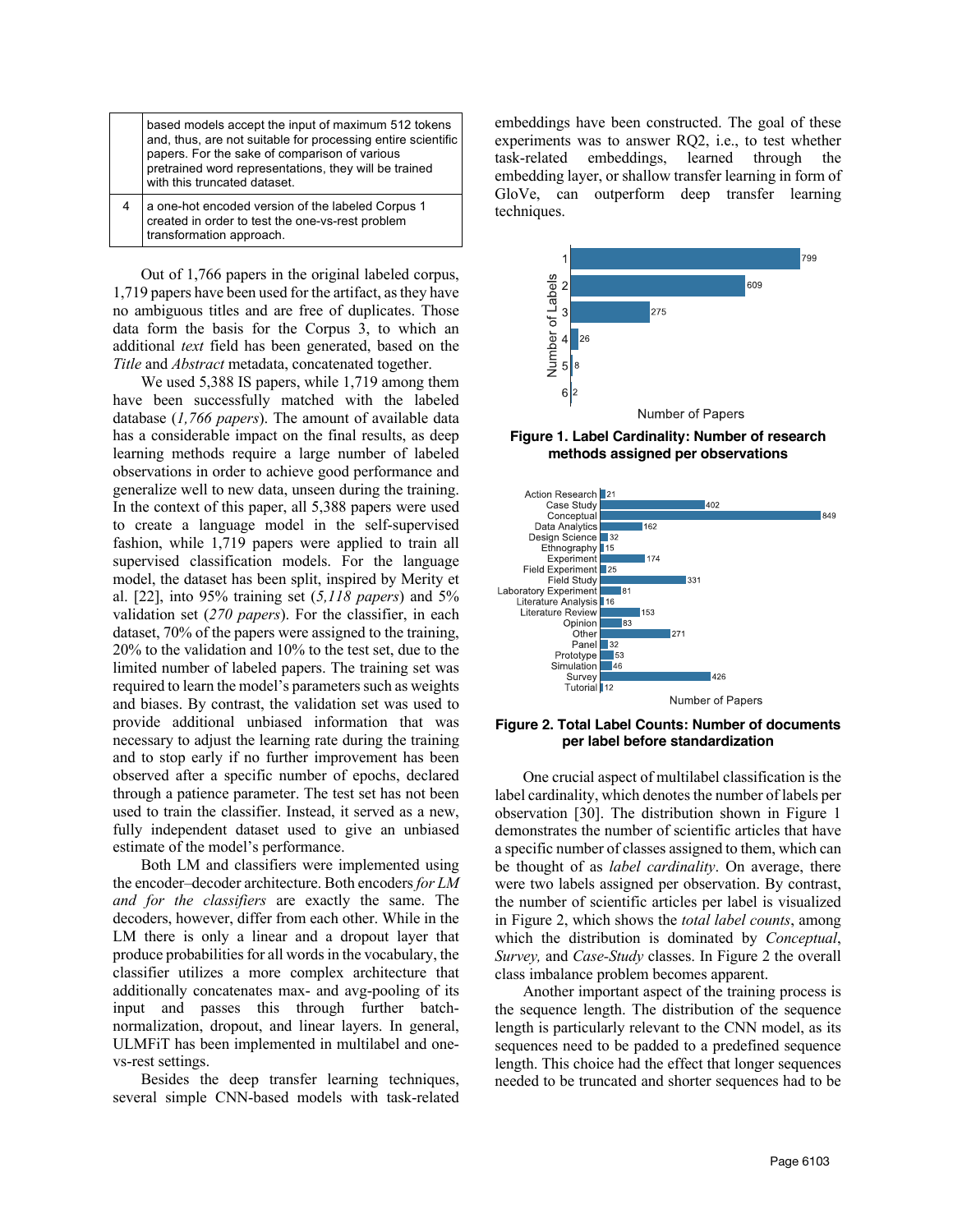|  | based models accept the input of maximum 512 tokens and, thus, are not suitable for processing entire scientific papers. For the sake of comparison of various pretrained word representations, they will be trained with this truncated dataset. |
| --- | --- |
| 4 | a one-hot encoded version of the labeled Corpus 1 created in order to test the one-vs-rest problem transformation approach. |

Out of 1,766 papers in the original labeled corpus, 1,719 papers have been used for the artifact, as they have no ambiguous titles and are free of duplicates. Those data form the basis for the Corpus 3, to which an additional *text* field has been generated, based on the *Title* and *Abstract* metadata, concatenated together.

We used 5,388 IS papers, while 1,719 among them have been successfully matched with the labeled database (*1,766 papers*). The amount of available data has a considerable impact on the final results, as deep learning methods require a large number of labeled observations in order to achieve good performance and generalize well to new data, unseen during the training. In the context of this paper, all 5,388 papers were used to create a language model in the self-supervised fashion, while 1,719 papers were applied to train all supervised classification models. For the language model, the dataset has been split, inspired by Merity et al. [22], into 95% training set (*5,118 papers*) and 5% validation set (*270 papers*). For the classifier, in each dataset, 70% of the papers were assigned to the training, 20% to the validation and 10% to the test set, due to the limited number of labeled papers. The training set was required to learn the model's parameters such as weights and biases. By contrast, the validation set was used to provide additional unbiased information that was necessary to adjust the learning rate during the training and to stop early if no further improvement has been observed after a specific number of epochs, declared through a patience parameter. The test set has not been used to train the classifier. Instead, it served as a new, fully independent dataset used to give an unbiased estimate of the model's performance.

Both LM and classifiers were implemented using the encoder–decoder architecture. Both encoders *for LM and for the classifiers* are exactly the same. The decoders, however, differ from each other. While in the LM there is only a linear and a dropout layer that produce probabilities for all words in the vocabulary, the classifier utilizes a more complex architecture that additionally concatenates max- and avg-pooling of its input and passes this through further batch-normalization, dropout, and linear layers. In general, ULMFiT has been implemented in multilabel and one-vs-rest settings.

Besides the deep transfer learning techniques, several simple CNN-based models with task-related embeddings have been constructed. The goal of these experiments was to answer RQ2, i.e., to test whether task-related embeddings, learned through the embedding layer, or shallow transfer learning in form of GloVe, can outperform deep transfer learning techniques.

| Number of Labels | Number of Papers |
| --- | --- |
| 1 | 799 |
| 2 | 609 |
| 3 | 275 |
| 4 | 26 |
| 5 | 8 |
| 6 | 2 |

**Figure 1. Label Cardinality: Number of research methods assigned per observations**

| Label | Number of Papers |
| --- | --- |
| Action Research | 21 |
| Case Study | 402 |
| Conceptual | 849 |
| Data Analytics | 162 |
| Design Science | 32 |
| Ethnography | 15 |
| Experiment | 174 |
| Field Experiment | 25 |
| Field Study | 331 |
| Laboratory Experiment | 81 |
| Literature Analysis | 16 |
| Literature Review | 153 |
| Opinion | 83 |
| Other | 271 |
| Panel | 32 |
| Prototype | 53 |
| Simulation | 46 |
| Survey | 426 |
| Tutorial | 12 |

**Figure 2. Total Label Counts: Number of documents per label before standardization**

One crucial aspect of multilabel classification is the label cardinality, which denotes the number of labels per observation [30]. The distribution shown in Figure 1 demonstrates the number of scientific articles that have a specific number of classes assigned to them, which can be thought of as *label cardinality*. On average, there were two labels assigned per observation. By contrast, the number of scientific articles per label is visualized in Figure 2, which shows the *total label counts*, among which the distribution is dominated by *Conceptual*, *Survey,* and *Case-Study* classes. In Figure 2 the overall class imbalance problem becomes apparent.

Another important aspect of the training process is the sequence length. The distribution of the sequence length is particularly relevant to the CNN model, as its sequences need to be padded to a predefined sequence length. This choice had the effect that longer sequences needed to be truncated and shorter sequences had to be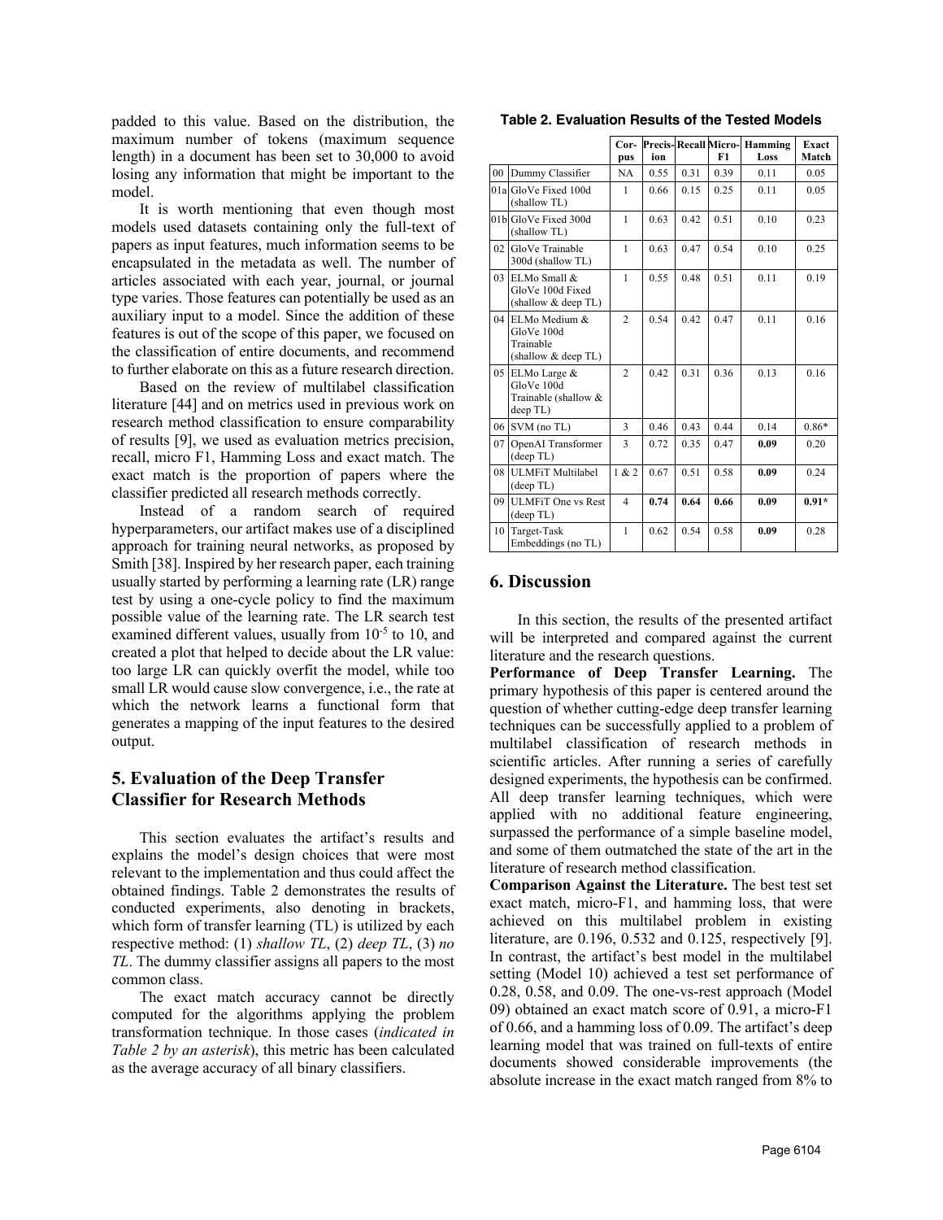padded to this value. Based on the distribution, the maximum number of tokens (maximum sequence length) in a document has been set to 30,000 to avoid losing any information that might be important to the model.

It is worth mentioning that even though most models used datasets containing only the full-text of papers as input features, much information seems to be encapsulated in the metadata as well. The number of articles associated with each year, journal, or journal type varies. Those features can potentially be used as an auxiliary input to a model. Since the addition of these features is out of the scope of this paper, we focused on the classification of entire documents, and recommend to further elaborate on this as a future research direction.

Based on the review of multilabel classification literature [44] and on metrics used in previous work on research method classification to ensure comparability of results [9], we used as evaluation metrics precision, recall, micro F1, Hamming Loss and exact match. The exact match is the proportion of papers where the classifier predicted all research methods correctly.

Instead of a random search of required hyperparameters, our artifact makes use of a disciplined approach for training neural networks, as proposed by Smith [38]. Inspired by her research paper, each training usually started by performing a learning rate (LR) range test by using a one-cycle policy to find the maximum possible value of the learning rate. The LR search test examined different values, usually from $10^{-5}$ to 10, and created a plot that helped to decide about the LR value: too large LR can quickly overfit the model, while too small LR would cause slow convergence, i.e., the rate at which the network learns a functional form that generates a mapping of the input features to the desired output.

## 5. Evaluation of the Deep Transfer Classifier for Research Methods

This section evaluates the artifact's results and explains the model's design choices that were most relevant to the implementation and thus could affect the obtained findings. Table 2 demonstrates the results of conducted experiments, also denoting in brackets, which form of transfer learning (TL) is utilized by each respective method: (1) *shallow TL*, (2) *deep TL*, (3) *no TL*. The dummy classifier assigns all papers to the most common class.

The exact match accuracy cannot be directly computed for the algorithms applying the problem transformation technique. In those cases (*indicated in Table 2 by an asterisk*), this metric has been calculated as the average accuracy of all binary classifiers.

**Table 2. Evaluation Results of the Tested Models**

| | | Corpus | Precision | Recall | Micro-F1 | Hamming Loss | Exact Match |
|---|---|---|---|---|---|---|---|
| 00 | Dummy Classifier | NA | 0.55 | 0.31 | 0.39 | 0.11 | 0.05 |
| 01a | GloVe Fixed 100d (shallow TL) | 1 | 0.66 | 0.15 | 0.25 | 0.11 | 0.05 |
| 01b | GloVe Fixed 300d (shallow TL) | 1 | 0.63 | 0.42 | 0.51 | 0.10 | 0.23 |
| 02 | GloVe Trainable 300d (shallow TL) | 1 | 0.63 | 0.47 | 0.54 | 0.10 | 0.25 |
| 03 | ELMo Small & GloVe 100d Fixed (shallow & deep TL) | 1 | 0.55 | 0.48 | 0.51 | 0.11 | 0.19 |
| 04 | ELMo Medium & GloVe 100d Trainable (shallow & deep TL) | 2 | 0.54 | 0.42 | 0.47 | 0.11 | 0.16 |
| 05 | ELMo Large & GloVe 100d Trainable (shallow & deep TL) | 2 | 0.42 | 0.31 | 0.36 | 0.13 | 0.16 |
| 06 | SVM (no TL) | 3 | 0.46 | 0.43 | 0.44 | 0.14 | 0.86* |
| 07 | OpenAI Transformer (deep TL) | 3 | 0.72 | 0.35 | 0.47 | **0.09** | 0.20 |
| 08 | ULMFiT Multilabel (deep TL) | 1 & 2 | 0.67 | 0.51 | 0.58 | **0.09** | 0.24 |
| 09 | ULMFiT One vs Rest (deep TL) | 4 | **0.74** | **0.64** | **0.66** | **0.09** | **0.91*** |
| 10 | Target-Task Embeddings (no TL) | 1 | 0.62 | 0.54 | 0.58 | **0.09** | 0.28 |

## 6. Discussion

In this section, the results of the presented artifact will be interpreted and compared against the current literature and the research questions.

**Performance of Deep Transfer Learning.** The primary hypothesis of this paper is centered around the question of whether cutting-edge deep transfer learning techniques can be successfully applied to a problem of multilabel classification of research methods in scientific articles. After running a series of carefully designed experiments, the hypothesis can be confirmed. All deep transfer learning techniques, which were applied with no additional feature engineering, surpassed the performance of a simple baseline model, and some of them outmatched the state of the art in the literature of research method classification.

**Comparison Against the Literature.** The best test set exact match, micro-F1, and hamming loss, that were achieved on this multilabel problem in existing literature, are 0.196, 0.532 and 0.125, respectively [9]. In contrast, the artifact's best model in the multilabel setting (Model 10) achieved a test set performance of 0.28, 0.58, and 0.09. The one-vs-rest approach (Model 09) obtained an exact match score of 0.91, a micro-F1 of 0.66, and a hamming loss of 0.09. The artifact's deep learning model that was trained on full-texts of entire documents showed considerable improvements (the absolute increase in the exact match ranged from 8% to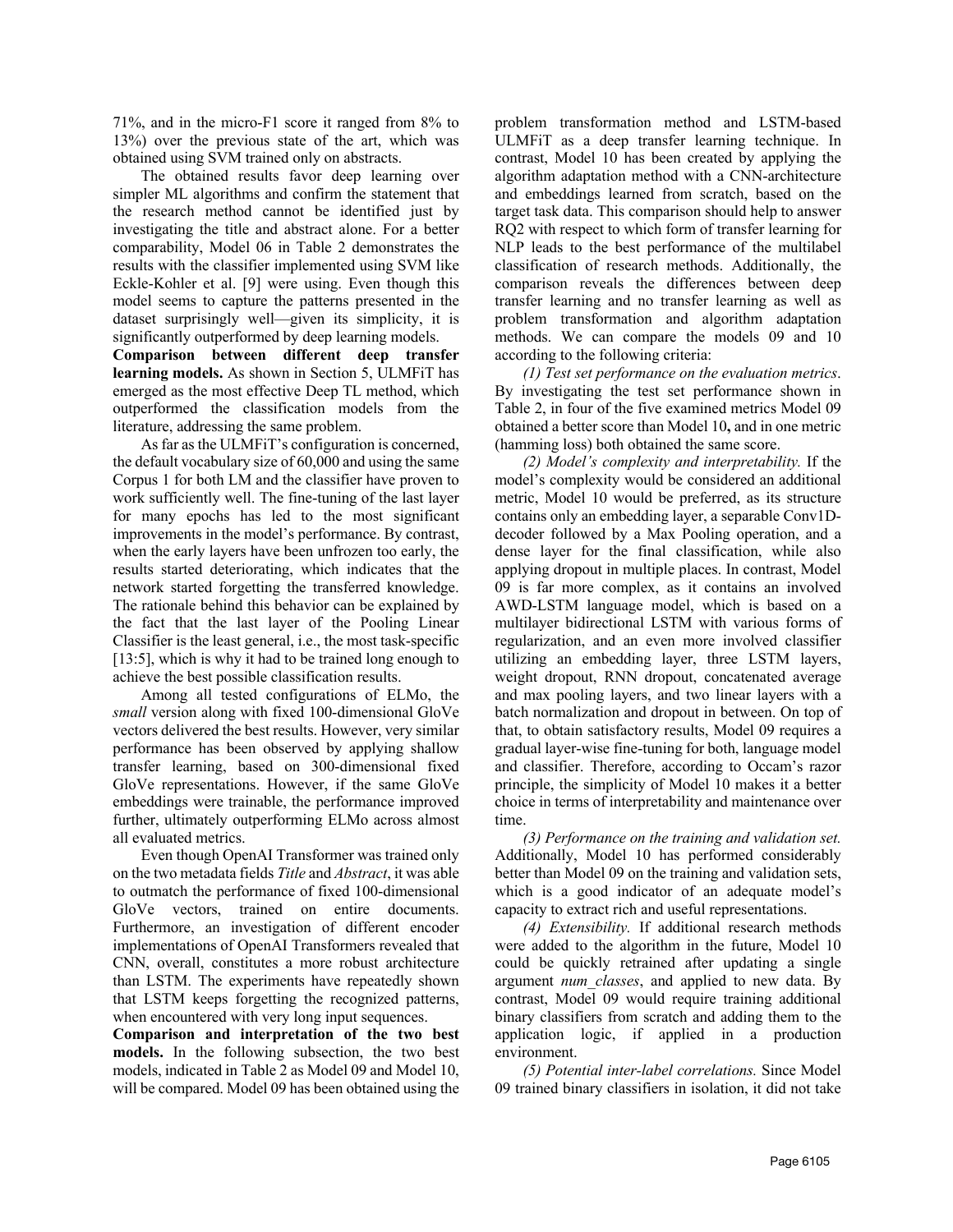71%, and in the micro-F1 score it ranged from 8% to 13%) over the previous state of the art, which was obtained using SVM trained only on abstracts.

The obtained results favor deep learning over simpler ML algorithms and confirm the statement that the research method cannot be identified just by investigating the title and abstract alone. For a better comparability, Model 06 in Table 2 demonstrates the results with the classifier implemented using SVM like Eckle-Kohler et al. [9] were using. Even though this model seems to capture the patterns presented in the dataset surprisingly well—given its simplicity, it is significantly outperformed by deep learning models.

**Comparison between different deep transfer learning models.** As shown in Section 5, ULMFiT has emerged as the most effective Deep TL method, which outperformed the classification models from the literature, addressing the same problem.

As far as the ULMFiT's configuration is concerned, the default vocabulary size of 60,000 and using the same Corpus 1 for both LM and the classifier have proven to work sufficiently well. The fine-tuning of the last layer for many epochs has led to the most significant improvements in the model's performance. By contrast, when the early layers have been unfrozen too early, the results started deteriorating, which indicates that the network started forgetting the transferred knowledge. The rationale behind this behavior can be explained by the fact that the last layer of the Pooling Linear Classifier is the least general, i.e., the most task-specific [13:5], which is why it had to be trained long enough to achieve the best possible classification results.

Among all tested configurations of ELMo, the *small* version along with fixed 100-dimensional GloVe vectors delivered the best results. However, very similar performance has been observed by applying shallow transfer learning, based on 300-dimensional fixed GloVe representations. However, if the same GloVe embeddings were trainable, the performance improved further, ultimately outperforming ELMo across almost all evaluated metrics.

Even though OpenAI Transformer was trained only on the two metadata fields *Title* and *Abstract*, it was able to outmatch the performance of fixed 100-dimensional GloVe vectors, trained on entire documents. Furthermore, an investigation of different encoder implementations of OpenAI Transformers revealed that CNN, overall, constitutes a more robust architecture than LSTM. The experiments have repeatedly shown that LSTM keeps forgetting the recognized patterns, when encountered with very long input sequences.

**Comparison and interpretation of the two best models.** In the following subsection, the two best models, indicated in Table 2 as Model 09 and Model 10, will be compared. Model 09 has been obtained using the problem transformation method and LSTM-based ULMFiT as a deep transfer learning technique. In contrast, Model 10 has been created by applying the algorithm adaptation method with a CNN-architecture and embeddings learned from scratch, based on the target task data. This comparison should help to answer RQ2 with respect to which form of transfer learning for NLP leads to the best performance of the multilabel classification of research methods. Additionally, the comparison reveals the differences between deep transfer learning and no transfer learning as well as problem transformation and algorithm adaptation methods. We can compare the models 09 and 10 according to the following criteria:

*(1) Test set performance on the evaluation metrics*. By investigating the test set performance shown in Table 2, in four of the five examined metrics Model 09 obtained a better score than Model 10**,** and in one metric (hamming loss) both obtained the same score.

*(2) Model's complexity and interpretability.* If the model's complexity would be considered an additional metric, Model 10 would be preferred, as its structure contains only an embedding layer, a separable Conv1D-decoder followed by a Max Pooling operation, and a dense layer for the final classification, while also applying dropout in multiple places. In contrast, Model 09 is far more complex, as it contains an involved AWD-LSTM language model, which is based on a multilayer bidirectional LSTM with various forms of regularization, and an even more involved classifier utilizing an embedding layer, three LSTM layers, weight dropout, RNN dropout, concatenated average and max pooling layers, and two linear layers with a batch normalization and dropout in between. On top of that, to obtain satisfactory results, Model 09 requires a gradual layer-wise fine-tuning for both, language model and classifier. Therefore, according to Occam's razor principle, the simplicity of Model 10 makes it a better choice in terms of interpretability and maintenance over time.

*(3) Performance on the training and validation set.* Additionally, Model 10 has performed considerably better than Model 09 on the training and validation sets, which is a good indicator of an adequate model's capacity to extract rich and useful representations.

*(4) Extensibility.* If additional research methods were added to the algorithm in the future, Model 10 could be quickly retrained after updating a single argument *num_classes*, and applied to new data. By contrast, Model 09 would require training additional binary classifiers from scratch and adding them to the application logic, if applied in a production environment.

*(5) Potential inter-label correlations.* Since Model 09 trained binary classifiers in isolation, it did not take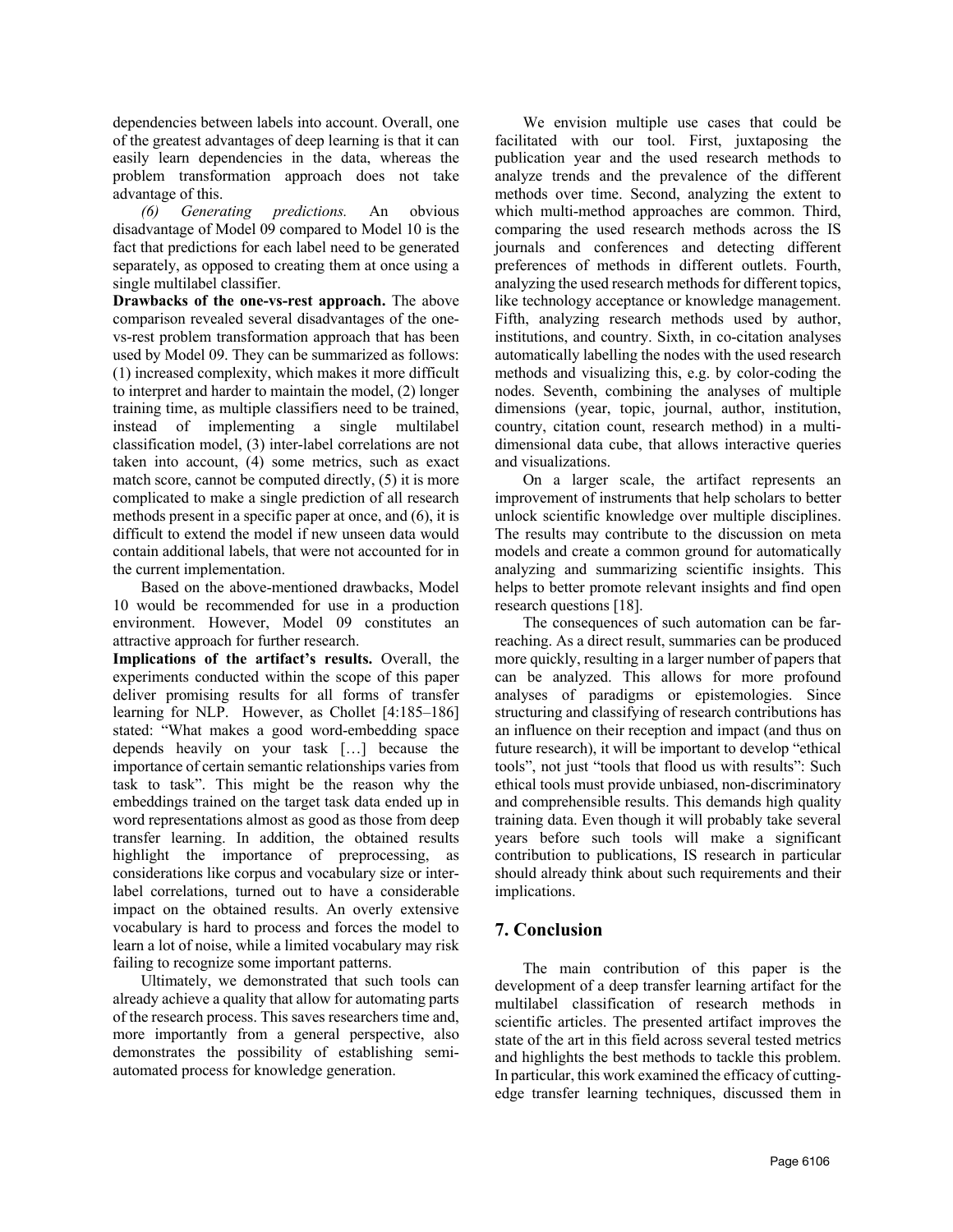dependencies between labels into account. Overall, one of the greatest advantages of deep learning is that it can easily learn dependencies in the data, whereas the problem transformation approach does not take advantage of this.

*(6) Generating predictions.* An obvious disadvantage of Model 09 compared to Model 10 is the fact that predictions for each label need to be generated separately, as opposed to creating them at once using a single multilabel classifier.

**Drawbacks of the one-vs-rest approach.** The above comparison revealed several disadvantages of the one-vs-rest problem transformation approach that has been used by Model 09. They can be summarized as follows: (1) increased complexity, which makes it more difficult to interpret and harder to maintain the model, (2) longer training time, as multiple classifiers need to be trained, instead of implementing a single multilabel classification model, (3) inter-label correlations are not taken into account, (4) some metrics, such as exact match score, cannot be computed directly, (5) it is more complicated to make a single prediction of all research methods present in a specific paper at once, and (6), it is difficult to extend the model if new unseen data would contain additional labels, that were not accounted for in the current implementation.

Based on the above-mentioned drawbacks, Model 10 would be recommended for use in a production environment. However, Model 09 constitutes an attractive approach for further research.

**Implications of the artifact's results.** Overall, the experiments conducted within the scope of this paper deliver promising results for all forms of transfer learning for NLP. However, as Chollet [4:185–186] stated: "What makes a good word-embedding space depends heavily on your task […] because the importance of certain semantic relationships varies from task to task". This might be the reason why the embeddings trained on the target task data ended up in word representations almost as good as those from deep transfer learning. In addition, the obtained results highlight the importance of preprocessing, as considerations like corpus and vocabulary size or inter-label correlations, turned out to have a considerable impact on the obtained results. An overly extensive vocabulary is hard to process and forces the model to learn a lot of noise, while a limited vocabulary may risk failing to recognize some important patterns.

Ultimately, we demonstrated that such tools can already achieve a quality that allow for automating parts of the research process. This saves researchers time and, more importantly from a general perspective, also demonstrates the possibility of establishing semi-automated process for knowledge generation.

We envision multiple use cases that could be facilitated with our tool. First, juxtaposing the publication year and the used research methods to analyze trends and the prevalence of the different methods over time. Second, analyzing the extent to which multi-method approaches are common. Third, comparing the used research methods across the IS journals and conferences and detecting different preferences of methods in different outlets. Fourth, analyzing the used research methods for different topics, like technology acceptance or knowledge management. Fifth, analyzing research methods used by author, institutions, and country. Sixth, in co-citation analyses automatically labelling the nodes with the used research methods and visualizing this, e.g. by color-coding the nodes. Seventh, combining the analyses of multiple dimensions (year, topic, journal, author, institution, country, citation count, research method) in a multi-dimensional data cube, that allows interactive queries and visualizations.

On a larger scale, the artifact represents an improvement of instruments that help scholars to better unlock scientific knowledge over multiple disciplines. The results may contribute to the discussion on meta models and create a common ground for automatically analyzing and summarizing scientific insights. This helps to better promote relevant insights and find open research questions [18].

The consequences of such automation can be far-reaching. As a direct result, summaries can be produced more quickly, resulting in a larger number of papers that can be analyzed. This allows for more profound analyses of paradigms or epistemologies. Since structuring and classifying of research contributions has an influence on their reception and impact (and thus on future research), it will be important to develop "ethical tools", not just "tools that flood us with results": Such ethical tools must provide unbiased, non-discriminatory and comprehensible results. This demands high quality training data. Even though it will probably take several years before such tools will make a significant contribution to publications, IS research in particular should already think about such requirements and their implications.

## 7. Conclusion

The main contribution of this paper is the development of a deep transfer learning artifact for the multilabel classification of research methods in scientific articles. The presented artifact improves the state of the art in this field across several tested metrics and highlights the best methods to tackle this problem. In particular, this work examined the efficacy of cutting-edge transfer learning techniques, discussed them in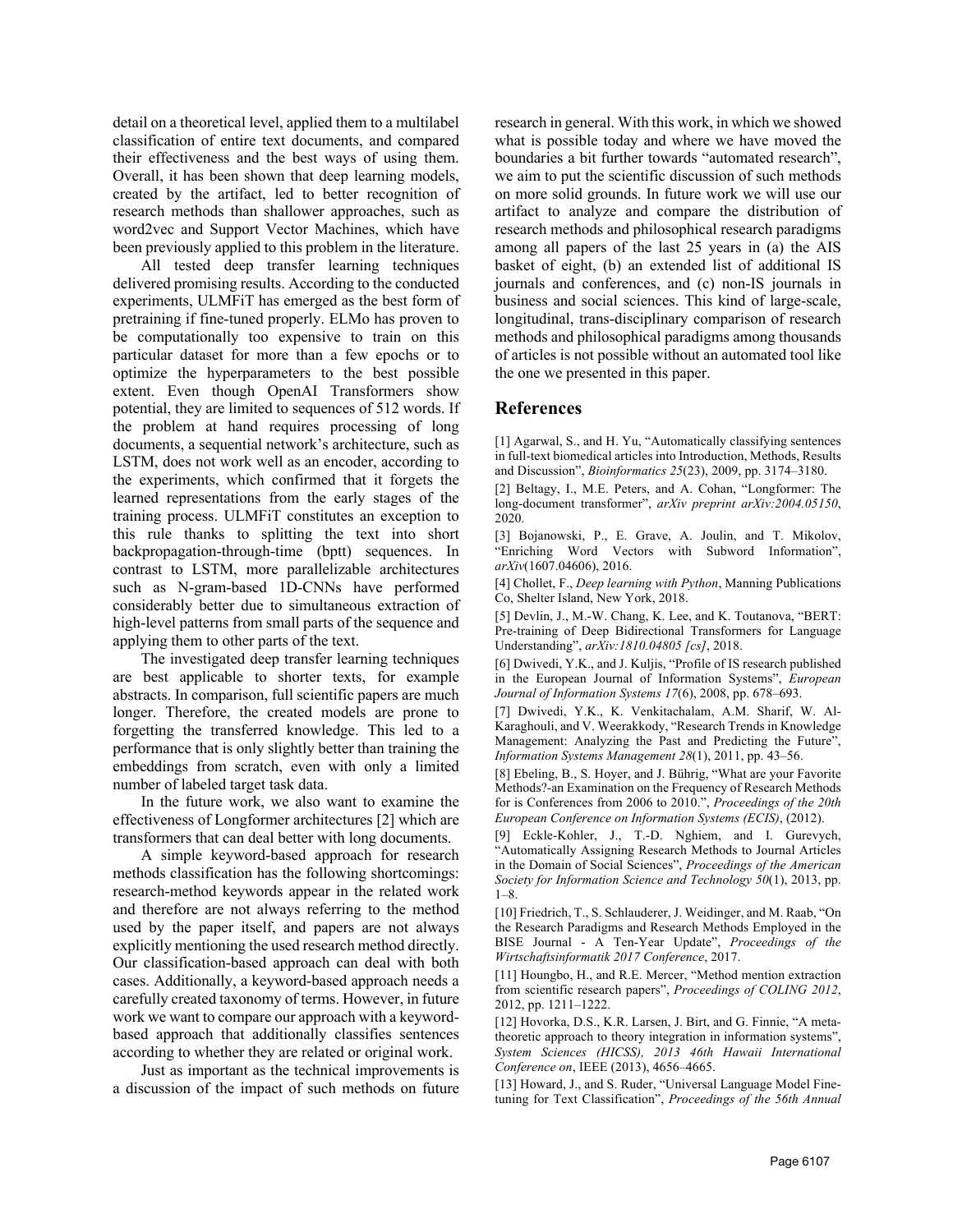detail on a theoretical level, applied them to a multilabel classification of entire text documents, and compared their effectiveness and the best ways of using them. Overall, it has been shown that deep learning models, created by the artifact, led to better recognition of research methods than shallower approaches, such as word2vec and Support Vector Machines, which have been previously applied to this problem in the literature.

All tested deep transfer learning techniques delivered promising results. According to the conducted experiments, ULMFiT has emerged as the best form of pretraining if fine-tuned properly. ELMo has proven to be computationally too expensive to train on this particular dataset for more than a few epochs or to optimize the hyperparameters to the best possible extent. Even though OpenAI Transformers show potential, they are limited to sequences of 512 words. If the problem at hand requires processing of long documents, a sequential network's architecture, such as LSTM, does not work well as an encoder, according to the experiments, which confirmed that it forgets the learned representations from the early stages of the training process. ULMFiT constitutes an exception to this rule thanks to splitting the text into short backpropagation-through-time (bptt) sequences. In contrast to LSTM, more parallelizable architectures such as N-gram-based 1D-CNNs have performed considerably better due to simultaneous extraction of high-level patterns from small parts of the sequence and applying them to other parts of the text.

The investigated deep transfer learning techniques are best applicable to shorter texts, for example abstracts. In comparison, full scientific papers are much longer. Therefore, the created models are prone to forgetting the transferred knowledge. This led to a performance that is only slightly better than training the embeddings from scratch, even with only a limited number of labeled target task data.

In the future work, we also want to examine the effectiveness of Longformer architectures [2] which are transformers that can deal better with long documents.

A simple keyword-based approach for research methods classification has the following shortcomings: research-method keywords appear in the related work and therefore are not always referring to the method used by the paper itself, and papers are not always explicitly mentioning the used research method directly. Our classification-based approach can deal with both cases. Additionally, a keyword-based approach needs a carefully created taxonomy of terms. However, in future work we want to compare our approach with a keyword-based approach that additionally classifies sentences according to whether they are related or original work.

Just as important as the technical improvements is a discussion of the impact of such methods on future research in general. With this work, in which we showed what is possible today and where we have moved the boundaries a bit further towards "automated research", we aim to put the scientific discussion of such methods on more solid grounds. In future work we will use our artifact to analyze and compare the distribution of research methods and philosophical research paradigms among all papers of the last 25 years in (a) the AIS basket of eight, (b) an extended list of additional IS journals and conferences, and (c) non-IS journals in business and social sciences. This kind of large-scale, longitudinal, trans-disciplinary comparison of research methods and philosophical paradigms among thousands of articles is not possible without an automated tool like the one we presented in this paper.

## References

[1] Agarwal, S., and H. Yu, "Automatically classifying sentences in full-text biomedical articles into Introduction, Methods, Results and Discussion", *Bioinformatics 25*(23), 2009, pp. 3174–3180.

[2] Beltagy, I., M.E. Peters, and A. Cohan, "Longformer: The long-document transformer", *arXiv preprint arXiv:2004.05150*, 2020.

[3] Bojanowski, P., E. Grave, A. Joulin, and T. Mikolov, "Enriching Word Vectors with Subword Information", *arXiv*(1607.04606), 2016.

[4] Chollet, F., *Deep learning with Python*, Manning Publications Co, Shelter Island, New York, 2018.

[5] Devlin, J., M.-W. Chang, K. Lee, and K. Toutanova, "BERT: Pre-training of Deep Bidirectional Transformers for Language Understanding", *arXiv:1810.04805 [cs]*, 2018.

[6] Dwivedi, Y.K., and J. Kuljis, "Profile of IS research published in the European Journal of Information Systems", *European Journal of Information Systems 17*(6), 2008, pp. 678–693.

[7] Dwivedi, Y.K., K. Venkitachalam, A.M. Sharif, W. Al-Karaghouli, and V. Weerakkody, "Research Trends in Knowledge Management: Analyzing the Past and Predicting the Future", *Information Systems Management 28*(1), 2011, pp. 43–56.

[8] Ebeling, B., S. Hoyer, and J. Bührig, "What are your Favorite Methods?-an Examination on the Frequency of Research Methods for is Conferences from 2006 to 2010.", *Proceedings of the 20th European Conference on Information Systems (ECIS)*, (2012).

[9] Eckle-Kohler, J., T.-D. Nghiem, and I. Gurevych, "Automatically Assigning Research Methods to Journal Articles in the Domain of Social Sciences", *Proceedings of the American Society for Information Science and Technology 50*(1), 2013, pp. 1–8.

[10] Friedrich, T., S. Schlauderer, J. Weidinger, and M. Raab, "On the Research Paradigms and Research Methods Employed in the BISE Journal - A Ten-Year Update", *Proceedings of the Wirtschaftsinformatik 2017 Conference*, 2017.

[11] Houngbo, H., and R.E. Mercer, "Method mention extraction from scientific research papers", *Proceedings of COLING 2012*, 2012, pp. 1211–1222.

[12] Hovorka, D.S., K.R. Larsen, J. Birt, and G. Finnie, "A meta-theoretic approach to theory integration in information systems", *System Sciences (HICSS), 2013 46th Hawaii International Conference on*, IEEE (2013), 4656–4665.

[13] Howard, J., and S. Ruder, "Universal Language Model Fine-tuning for Text Classification", *Proceedings of the 56th Annual*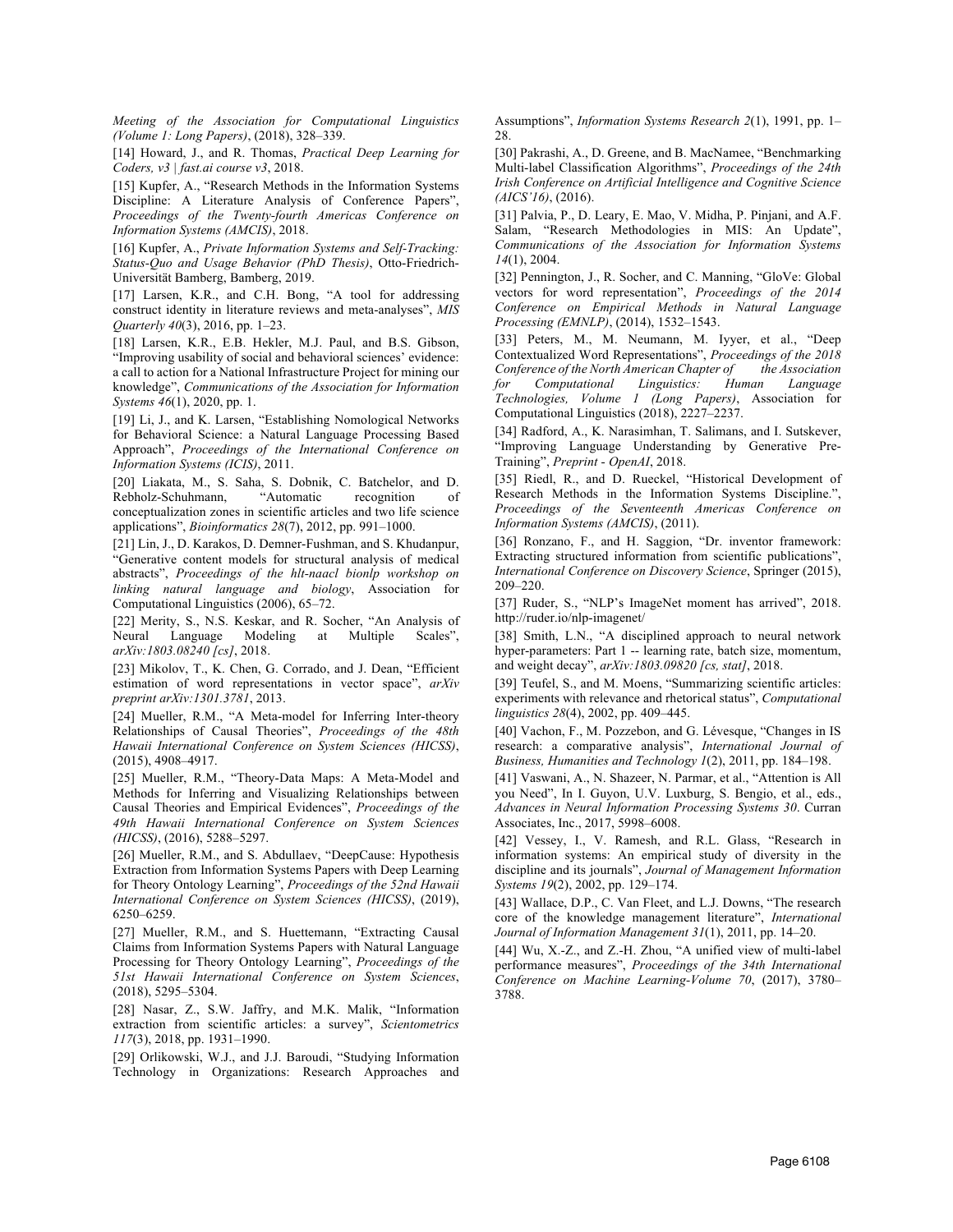*Meeting of the Association for Computational Linguistics (Volume 1: Long Papers)*, (2018), 328–339.

[14] Howard, J., and R. Thomas, *Practical Deep Learning for Coders, v3 | fast.ai course v3*, 2018.

[15] Kupfer, A., "Research Methods in the Information Systems Discipline: A Literature Analysis of Conference Papers", *Proceedings of the Twenty-fourth Americas Conference on Information Systems (AMCIS)*, 2018.

[16] Kupfer, A., *Private Information Systems and Self-Tracking: Status-Quo and Usage Behavior (PhD Thesis)*, Otto-Friedrich-Universität Bamberg, Bamberg, 2019.

[17] Larsen, K.R., and C.H. Bong, "A tool for addressing construct identity in literature reviews and meta-analyses", *MIS Quarterly 40*(3), 2016, pp. 1–23.

[18] Larsen, K.R., E.B. Hekler, M.J. Paul, and B.S. Gibson, "Improving usability of social and behavioral sciences' evidence: a call to action for a National Infrastructure Project for mining our knowledge", *Communications of the Association for Information Systems 46*(1), 2020, pp. 1.

[19] Li, J., and K. Larsen, "Establishing Nomological Networks for Behavioral Science: a Natural Language Processing Based Approach", *Proceedings of the International Conference on Information Systems (ICIS)*, 2011.

[20] Liakata, M., S. Saha, S. Dobnik, C. Batchelor, and D. Rebholz-Schuhmann, "Automatic recognition of conceptualization zones in scientific articles and two life science applications", *Bioinformatics 28*(7), 2012, pp. 991–1000.

[21] Lin, J., D. Karakos, D. Demner-Fushman, and S. Khudanpur, "Generative content models for structural analysis of medical abstracts", *Proceedings of the hlt-naacl bionlp workshop on linking natural language and biology*, Association for Computational Linguistics (2006), 65–72.

[22] Merity, S., N.S. Keskar, and R. Socher, "An Analysis of Neural Language Modeling at Multiple Scales", *arXiv:1803.08240 [cs]*, 2018.

[23] Mikolov, T., K. Chen, G. Corrado, and J. Dean, "Efficient estimation of word representations in vector space", *arXiv preprint arXiv:1301.3781*, 2013.

[24] Mueller, R.M., "A Meta-model for Inferring Inter-theory Relationships of Causal Theories", *Proceedings of the 48th Hawaii International Conference on System Sciences (HICSS)*, (2015), 4908–4917.

[25] Mueller, R.M., "Theory-Data Maps: A Meta-Model and Methods for Inferring and Visualizing Relationships between Causal Theories and Empirical Evidences", *Proceedings of the 49th Hawaii International Conference on System Sciences (HICSS)*, (2016), 5288–5297.

[26] Mueller, R.M., and S. Abdullaev, "DeepCause: Hypothesis Extraction from Information Systems Papers with Deep Learning for Theory Ontology Learning", *Proceedings of the 52nd Hawaii International Conference on System Sciences (HICSS)*, (2019), 6250–6259.

[27] Mueller, R.M., and S. Huettemann, "Extracting Causal Claims from Information Systems Papers with Natural Language Processing for Theory Ontology Learning", *Proceedings of the 51st Hawaii International Conference on System Sciences*, (2018), 5295–5304.

[28] Nasar, Z., S.W. Jaffry, and M.K. Malik, "Information extraction from scientific articles: a survey", *Scientometrics 117*(3), 2018, pp. 1931–1990.

[29] Orlikowski, W.J., and J.J. Baroudi, "Studying Information Technology in Organizations: Research Approaches and Assumptions", *Information Systems Research 2*(1), 1991, pp. 1–28.

[30] Pakrashi, A., D. Greene, and B. MacNamee, "Benchmarking Multi-label Classification Algorithms", *Proceedings of the 24th Irish Conference on Artificial Intelligence and Cognitive Science (AICS'16)*, (2016).

[31] Palvia, P., D. Leary, E. Mao, V. Midha, P. Pinjani, and A.F. Salam, "Research Methodologies in MIS: An Update", *Communications of the Association for Information Systems 14*(1), 2004.

[32] Pennington, J., R. Socher, and C. Manning, "GloVe: Global vectors for word representation", *Proceedings of the 2014 Conference on Empirical Methods in Natural Language Processing (EMNLP)*, (2014), 1532–1543.

[33] Peters, M., M. Neumann, M. Iyyer, et al., "Deep Contextualized Word Representations", *Proceedings of the 2018 Conference of the North American Chapter of the Association for Computational Linguistics: Human Language Technologies, Volume 1 (Long Papers)*, Association for Computational Linguistics (2018), 2227–2237.

[34] Radford, A., K. Narasimhan, T. Salimans, and I. Sutskever, "Improving Language Understanding by Generative Pre-Training", *Preprint - OpenAI*, 2018.

[35] Riedl, R., and D. Rueckel, "Historical Development of Research Methods in the Information Systems Discipline.", *Proceedings of the Seventeenth Americas Conference on Information Systems (AMCIS)*, (2011).

[36] Ronzano, F., and H. Saggion, "Dr. inventor framework: Extracting structured information from scientific publications", *International Conference on Discovery Science*, Springer (2015), 209–220.

[37] Ruder, S., "NLP's ImageNet moment has arrived", 2018. http://ruder.io/nlp-imagenet/

[38] Smith, L.N., "A disciplined approach to neural network hyper-parameters: Part 1 -- learning rate, batch size, momentum, and weight decay", *arXiv:1803.09820 [cs, stat]*, 2018.

[39] Teufel, S., and M. Moens, "Summarizing scientific articles: experiments with relevance and rhetorical status", *Computational linguistics 28*(4), 2002, pp. 409–445.

[40] Vachon, F., M. Pozzebon, and G. Lévesque, "Changes in IS research: a comparative analysis", *International Journal of Business, Humanities and Technology 1*(2), 2011, pp. 184–198.

[41] Vaswani, A., N. Shazeer, N. Parmar, et al., "Attention is All you Need", In I. Guyon, U.V. Luxburg, S. Bengio, et al., eds., *Advances in Neural Information Processing Systems 30*. Curran Associates, Inc., 2017, 5998–6008.

[42] Vessey, I., V. Ramesh, and R.L. Glass, "Research in information systems: An empirical study of diversity in the discipline and its journals", *Journal of Management Information Systems 19*(2), 2002, pp. 129–174.

[43] Wallace, D.P., C. Van Fleet, and L.J. Downs, "The research core of the knowledge management literature", *International Journal of Information Management 31*(1), 2011, pp. 14–20.

[44] Wu, X.-Z., and Z.-H. Zhou, "A unified view of multi-label performance measures", *Proceedings of the 34th International Conference on Machine Learning-Volume 70*, (2017), 3780–3788.